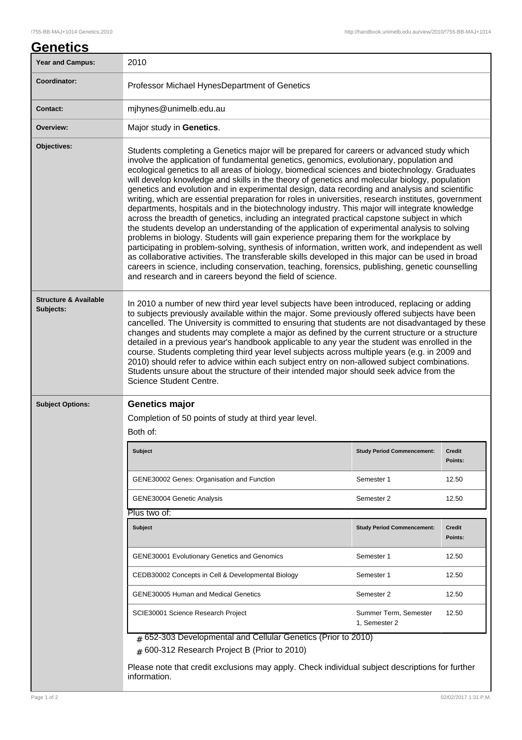# Genetics

| Year and Campus: | 2010 |
| --- | --- |
| Coordinator: | Professor Michael HynesDepartment of Genetics |
| Contact: | mjhynes@unimelb.edu.au |
| Overview: | Major study in **Genetics**. |
| Objectives: | Students completing a Genetics major will be prepared for careers or advanced study which involve the application of fundamental genetics, genomics, evolutionary, population and ecological genetics to all areas of biology, biomedical sciences and biotechnology. Graduates will develop knowledge and skills in the theory of genetics and molecular biology, population genetics and evolution and in experimental design, data recording and analysis and scientific writing, which are essential preparation for roles in universities, research institutes, government departments, hospitals and in the biotechnology industry. This major will integrate knowledge across the breadth of genetics, including an integrated practical capstone subject in which the students develop an understanding of the application of experimental analysis to solving problems in biology. Students will gain experience preparing them for the workplace by participating in problem-solving, synthesis of information, written work, and independent as well as collaborative activities. The transferable skills developed in this major can be used in broad careers in science, including conservation, teaching, forensics, publishing, genetic counselling and research and in careers beyond the field of science. |
| Structure & Available Subjects: | In 2010 a number of new third year level subjects have been introduced, replacing or adding to subjects previously available within the major. Some previously offered subjects have been cancelled. The University is committed to ensuring that students are not disadvantaged by these changes and students may complete a major as defined by the current structure or a structure detailed in a previous year's handbook applicable to any year the student was enrolled in the course. Students completing third year level subjects across multiple years (e.g. in 2009 and 2010) should refer to advice within each subject entry on non-allowed subject combinations. Students unsure about the structure of their intended major should seek advice from the Science Student Centre. |

## Subject Options:

### Genetics major

Completion of 50 points of study at third year level.

Both of:

| Subject | Study Period Commencement: | Credit Points: |
| --- | --- | --- |
| GENE30002 Genes: Organisation and Function | Semester 1 | 12.50 |
| GENE30004 Genetic Analysis | Semester 2 | 12.50 |

Plus two of:

| Subject | Study Period Commencement: | Credit Points: |
| --- | --- | --- |
| GENE30001 Evolutionary Genetics and Genomics | Semester 1 | 12.50 |
| CEDB30002 Concepts in Cell & Developmental Biology | Semester 1 | 12.50 |
| GENE30005 Human and Medical Genetics | Semester 2 | 12.50 |
| SCIE30001 Science Research Project | Summer Term, Semester 1, Semester 2 | 12.50 |

- # 652-303 Developmental and Cellular Genetics (Prior to 2010)
- # 600-312 Research Project B (Prior to 2010)

Please note that credit exclusions may apply. Check individual subject descriptions for further information.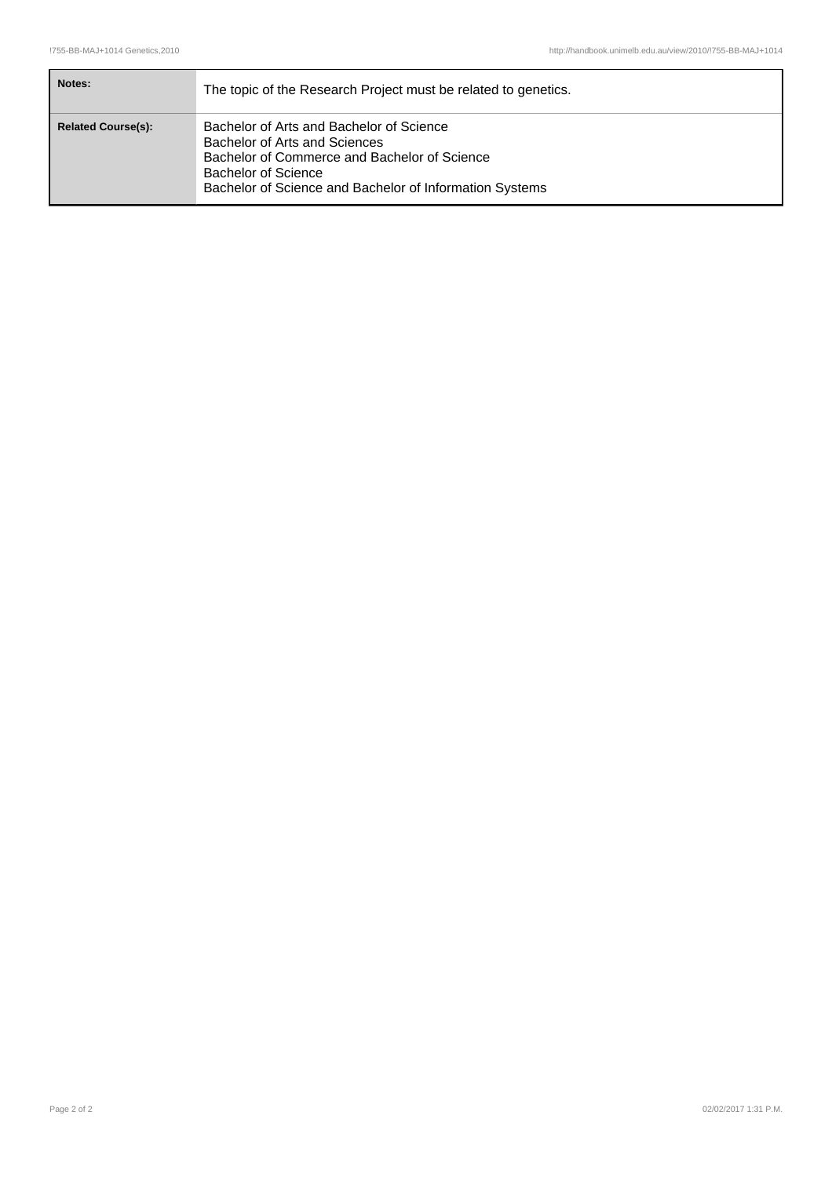| | |
|---|---|
| **Notes:** | The topic of the Research Project must be related to genetics. |
| **Related Course(s):** | Bachelor of Arts and Bachelor of Science<br>Bachelor of Arts and Sciences<br>Bachelor of Commerce and Bachelor of Science<br>Bachelor of Science<br>Bachelor of Science and Bachelor of Information Systems |